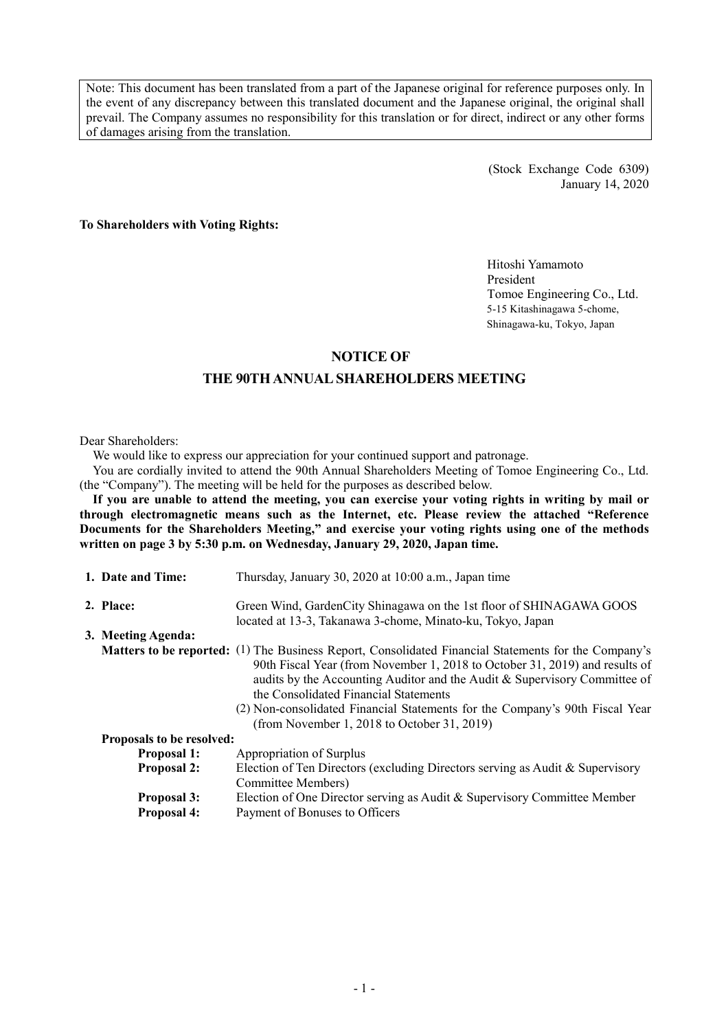Note: This document has been translated from a part of the Japanese original for reference purposes only. In the event of any discrepancy between this translated document and the Japanese original, the original shall prevail. The Company assumes no responsibility for this translation or for direct, indirect or any other forms of damages arising from the translation.

(Stock Exchange Code 6309)
January 14, 2020

**To Shareholders with Voting Rights:**

Hitoshi Yamamoto
President
Tomoe Engineering Co., Ltd.
5-15 Kitashinagawa 5-chome,
Shinagawa-ku, Tokyo, Japan

# NOTICE OF THE 90TH ANNUAL SHAREHOLDERS MEETING

Dear Shareholders:

We would like to express our appreciation for your continued support and patronage.

You are cordially invited to attend the 90th Annual Shareholders Meeting of Tomoe Engineering Co., Ltd. (the "Company"). The meeting will be held for the purposes as described below.

**If you are unable to attend the meeting, you can exercise your voting rights in writing by mail or through electromagnetic means such as the Internet, etc. Please review the attached "Reference Documents for the Shareholders Meeting," and exercise your voting rights using one of the methods written on page 3 by 5:30 p.m. on Wednesday, January 29, 2020, Japan time.**

**1. Date and Time:** Thursday, January 30, 2020 at 10:00 a.m., Japan time

**2. Place:** Green Wind, GardenCity Shinagawa on the 1st floor of SHINAGAWA GOOS located at 13-3, Takanawa 3-chome, Minato-ku, Tokyo, Japan

**3. Meeting Agenda:**

**Matters to be reported:**

(1) The Business Report, Consolidated Financial Statements for the Company's 90th Fiscal Year (from November 1, 2018 to October 31, 2019) and results of audits by the Accounting Auditor and the Audit & Supervisory Committee of the Consolidated Financial Statements

(2) Non-consolidated Financial Statements for the Company's 90th Fiscal Year (from November 1, 2018 to October 31, 2019)

**Proposals to be resolved:**

**Proposal 1:** Appropriation of Surplus

**Proposal 2:** Election of Ten Directors (excluding Directors serving as Audit & Supervisory Committee Members)

**Proposal 3:** Election of One Director serving as Audit & Supervisory Committee Member

**Proposal 4:** Payment of Bonuses to Officers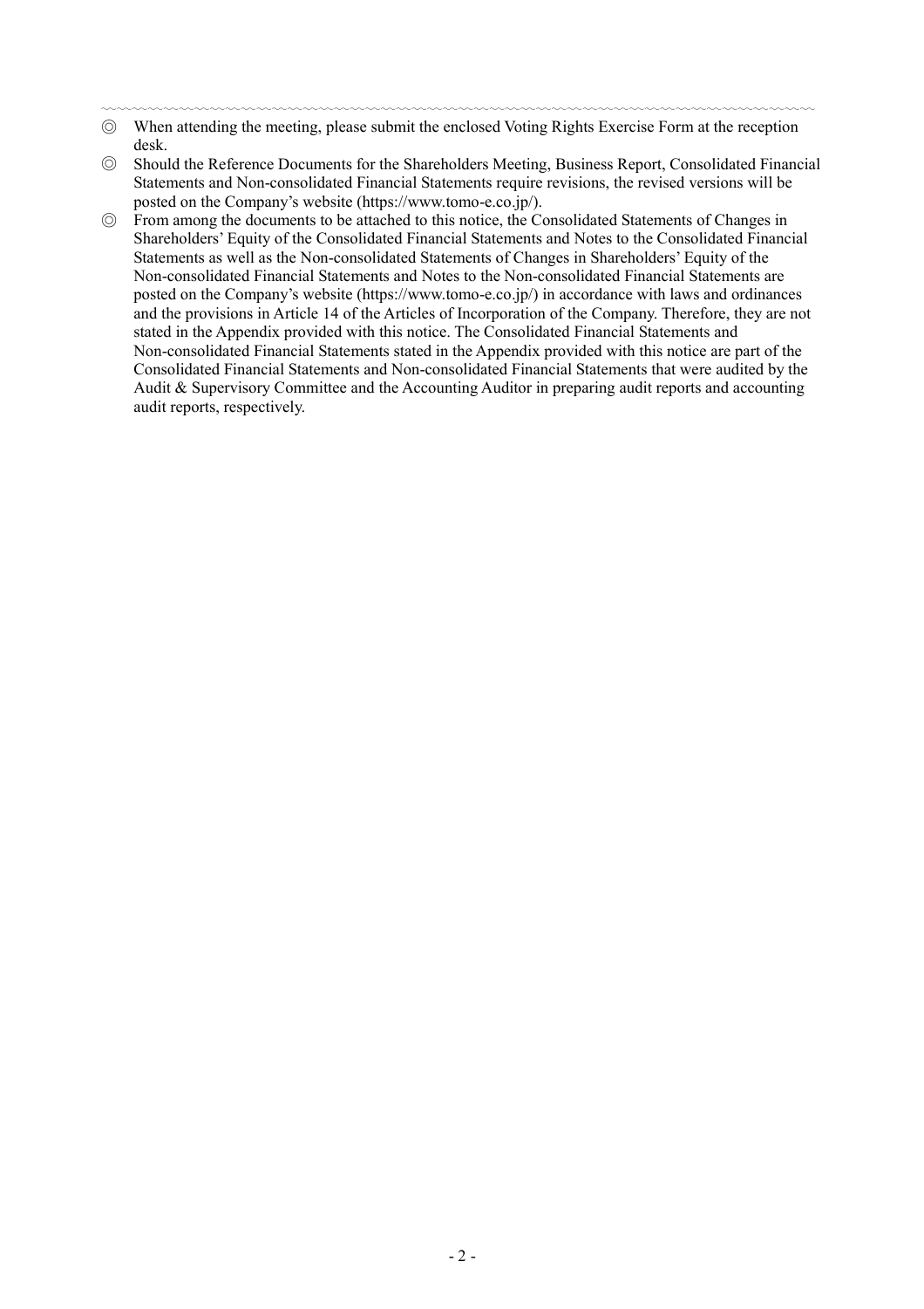◎ When attending the meeting, please submit the enclosed Voting Rights Exercise Form at the reception desk.

◎ Should the Reference Documents for the Shareholders Meeting, Business Report, Consolidated Financial Statements and Non-consolidated Financial Statements require revisions, the revised versions will be posted on the Company's website (https://www.tomo-e.co.jp/).

◎ From among the documents to be attached to this notice, the Consolidated Statements of Changes in Shareholders' Equity of the Consolidated Financial Statements and Notes to the Consolidated Financial Statements as well as the Non-consolidated Statements of Changes in Shareholders' Equity of the Non-consolidated Financial Statements and Notes to the Non-consolidated Financial Statements are posted on the Company's website (https://www.tomo-e.co.jp/) in accordance with laws and ordinances and the provisions in Article 14 of the Articles of Incorporation of the Company. Therefore, they are not stated in the Appendix provided with this notice. The Consolidated Financial Statements and Non-consolidated Financial Statements stated in the Appendix provided with this notice are part of the Consolidated Financial Statements and Non-consolidated Financial Statements that were audited by the Audit & Supervisory Committee and the Accounting Auditor in preparing audit reports and accounting audit reports, respectively.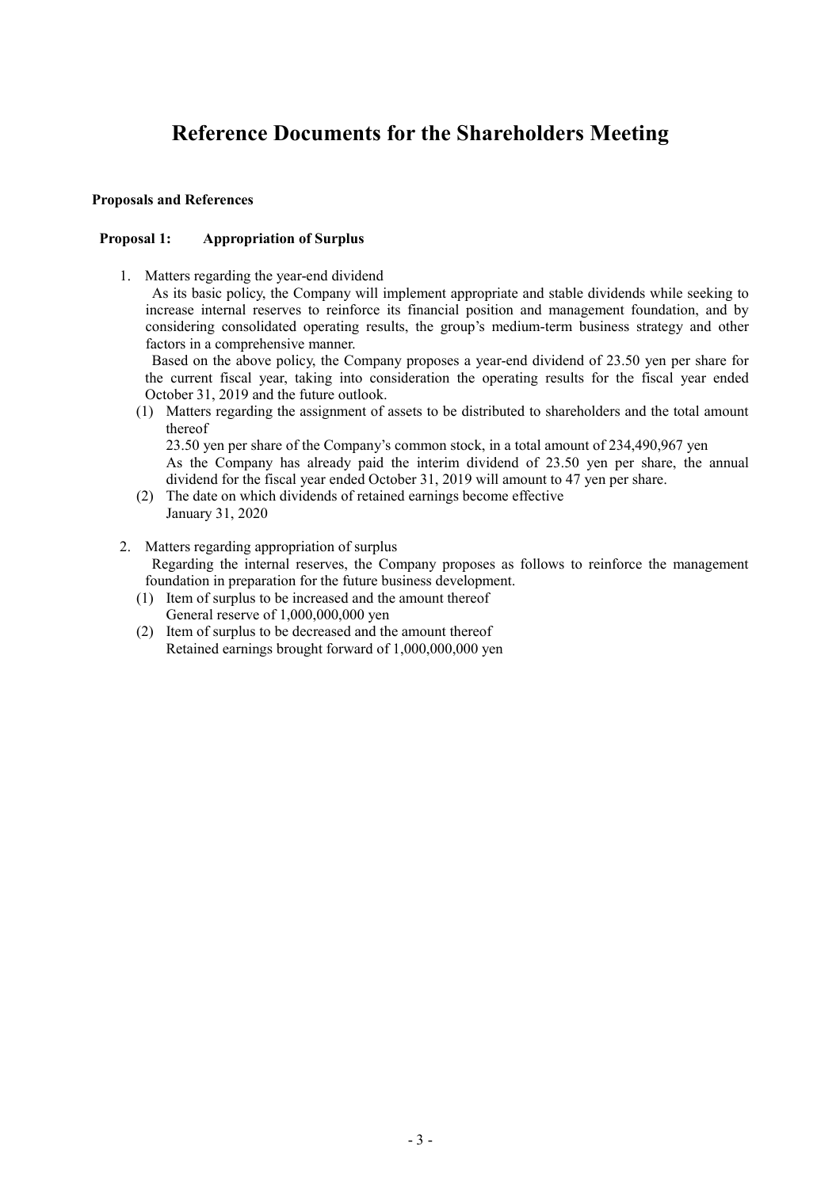# Reference Documents for the Shareholders Meeting

**Proposals and References**

**Proposal 1: Appropriation of Surplus**

1. Matters regarding the year-end dividend

   As its basic policy, the Company will implement appropriate and stable dividends while seeking to increase internal reserves to reinforce its financial position and management foundation, and by considering consolidated operating results, the group's medium-term business strategy and other factors in a comprehensive manner.

   Based on the above policy, the Company proposes a year-end dividend of 23.50 yen per share for the current fiscal year, taking into consideration the operating results for the fiscal year ended October 31, 2019 and the future outlook.

   (1) Matters regarding the assignment of assets to be distributed to shareholders and the total amount thereof

   23.50 yen per share of the Company's common stock, in a total amount of 234,490,967 yen

   As the Company has already paid the interim dividend of 23.50 yen per share, the annual dividend for the fiscal year ended October 31, 2019 will amount to 47 yen per share.

   (2) The date on which dividends of retained earnings become effective

   January 31, 2020

2. Matters regarding appropriation of surplus

   Regarding the internal reserves, the Company proposes as follows to reinforce the management foundation in preparation for the future business development.

   (1) Item of surplus to be increased and the amount thereof

   General reserve of 1,000,000,000 yen

   (2) Item of surplus to be decreased and the amount thereof

   Retained earnings brought forward of 1,000,000,000 yen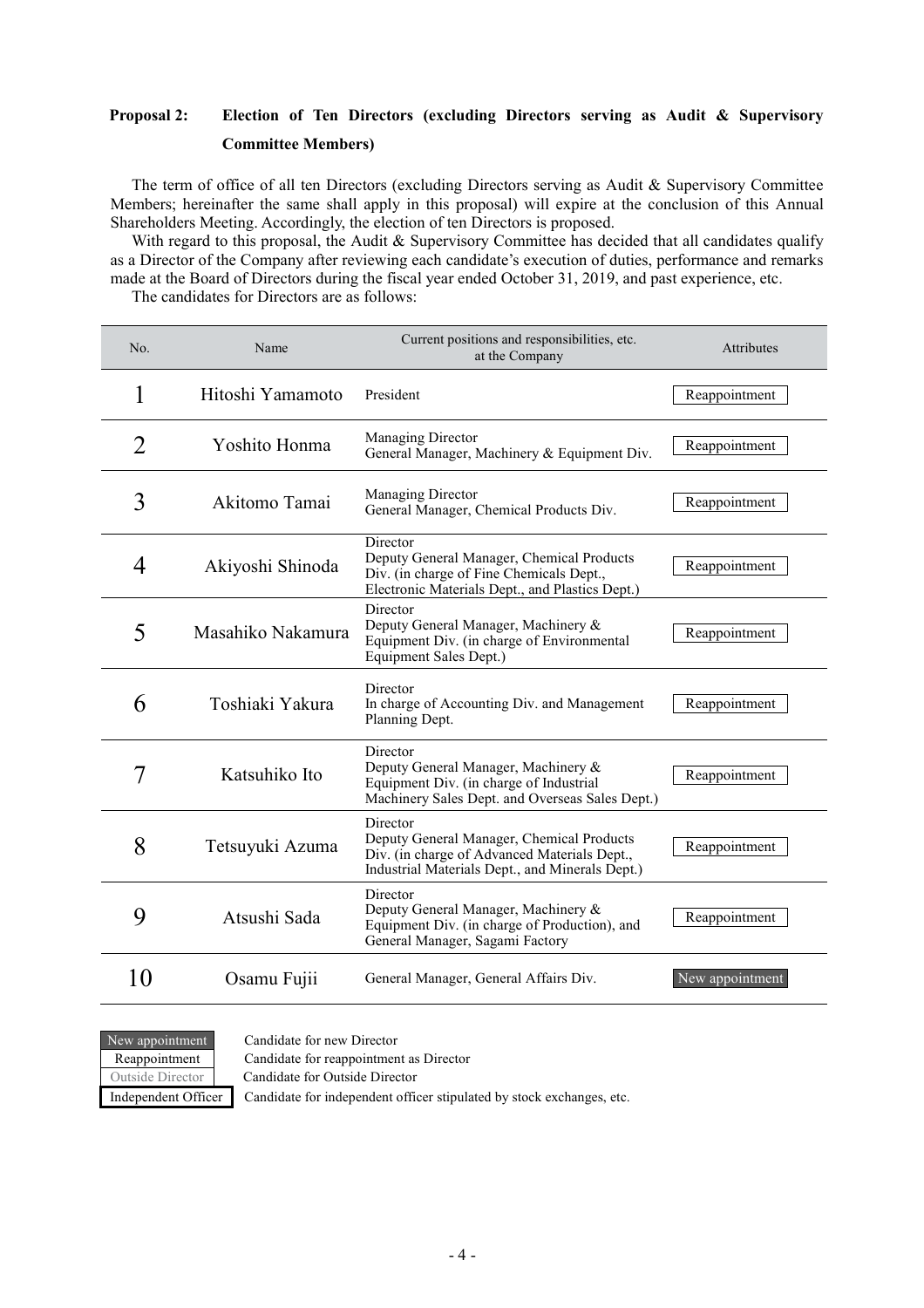## Proposal 2: Election of Ten Directors (excluding Directors serving as Audit & Supervisory Committee Members)

The term of office of all ten Directors (excluding Directors serving as Audit & Supervisory Committee Members; hereinafter the same shall apply in this proposal) will expire at the conclusion of this Annual Shareholders Meeting. Accordingly, the election of ten Directors is proposed.

With regard to this proposal, the Audit & Supervisory Committee has decided that all candidates qualify as a Director of the Company after reviewing each candidate's execution of duties, performance and remarks made at the Board of Directors during the fiscal year ended October 31, 2019, and past experience, etc.

The candidates for Directors are as follows:

| No. | Name | Current positions and responsibilities, etc. at the Company | Attributes |
|---|---|---|---|
| 1 | Hitoshi Yamamoto | President | Reappointment |
| 2 | Yoshito Honma | Managing Director<br>General Manager, Machinery & Equipment Div. | Reappointment |
| 3 | Akitomo Tamai | Managing Director<br>General Manager, Chemical Products Div. | Reappointment |
| 4 | Akiyoshi Shinoda | Director<br>Deputy General Manager, Chemical Products Div. (in charge of Fine Chemicals Dept., Electronic Materials Dept., and Plastics Dept.) | Reappointment |
| 5 | Masahiko Nakamura | Director<br>Deputy General Manager, Machinery & Equipment Div. (in charge of Environmental Equipment Sales Dept.) | Reappointment |
| 6 | Toshiaki Yakura | Director<br>In charge of Accounting Div. and Management Planning Dept. | Reappointment |
| 7 | Katsuhiko Ito | Director<br>Deputy General Manager, Machinery & Equipment Div. (in charge of Industrial Machinery Sales Dept. and Overseas Sales Dept.) | Reappointment |
| 8 | Tetsuyuki Azuma | Director<br>Deputy General Manager, Chemical Products Div. (in charge of Advanced Materials Dept., Industrial Materials Dept., and Minerals Dept.) | Reappointment |
| 9 | Atsushi Sada | Director<br>Deputy General Manager, Machinery & Equipment Div. (in charge of Production), and General Manager, Sagami Factory | Reappointment |
| 10 | Osamu Fujii | General Manager, General Affairs Div. | New appointment |

| | |
|---|---|
| New appointment | Candidate for new Director |
| Reappointment | Candidate for reappointment as Director |
| Outside Director | Candidate for Outside Director |
| Independent Officer | Candidate for independent officer stipulated by stock exchanges, etc. |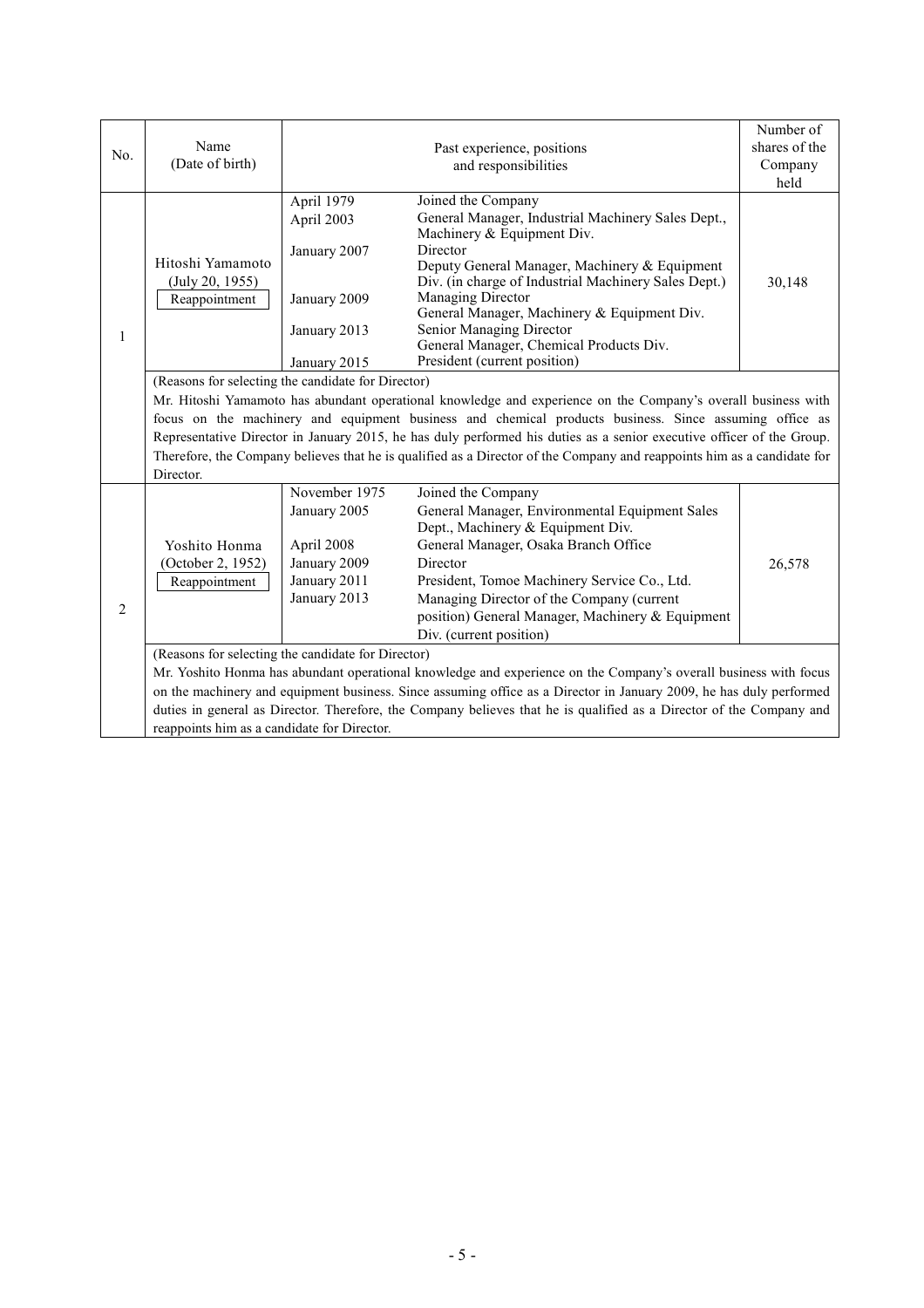| No. | Name (Date of birth) | Past experience, positions and responsibilities | | Number of shares of the Company held |
|---|---|---|---|---|
| 1 | Hitoshi Yamamoto (July 20, 1955) Reappointment | April 1979 | Joined the Company | 30,148 |
| | | April 2003 | General Manager, Industrial Machinery Sales Dept., Machinery & Equipment Div. | |
| | | January 2007 | Director Deputy General Manager, Machinery & Equipment Div. (in charge of Industrial Machinery Sales Dept.) | |
| | | January 2009 | Managing Director General Manager, Machinery & Equipment Div. | |
| | | January 2013 | Senior Managing Director General Manager, Chemical Products Div. | |
| | | January 2015 | President (current position) | |
| | (Reasons for selecting the candidate for Director) Mr. Hitoshi Yamamoto has abundant operational knowledge and experience on the Company's overall business with focus on the machinery and equipment business and chemical products business. Since assuming office as Representative Director in January 2015, he has duly performed his duties as a senior executive officer of the Group. Therefore, the Company believes that he is qualified as a Director of the Company and reappoints him as a candidate for Director. | | | |
| 2 | Yoshito Honma (October 2, 1952) Reappointment | November 1975 | Joined the Company | 26,578 |
| | | January 2005 | General Manager, Environmental Equipment Sales Dept., Machinery & Equipment Div. | |
| | | April 2008 | General Manager, Osaka Branch Office | |
| | | January 2009 | Director | |
| | | January 2011 | President, Tomoe Machinery Service Co., Ltd. | |
| | | January 2013 | Managing Director of the Company (current position) General Manager, Machinery & Equipment Div. (current position) | |
| | (Reasons for selecting the candidate for Director) Mr. Yoshito Honma has abundant operational knowledge and experience on the Company's overall business with focus on the machinery and equipment business. Since assuming office as a Director in January 2009, he has duly performed duties in general as Director. Therefore, the Company believes that he is qualified as a Director of the Company and reappoints him as a candidate for Director. | | | |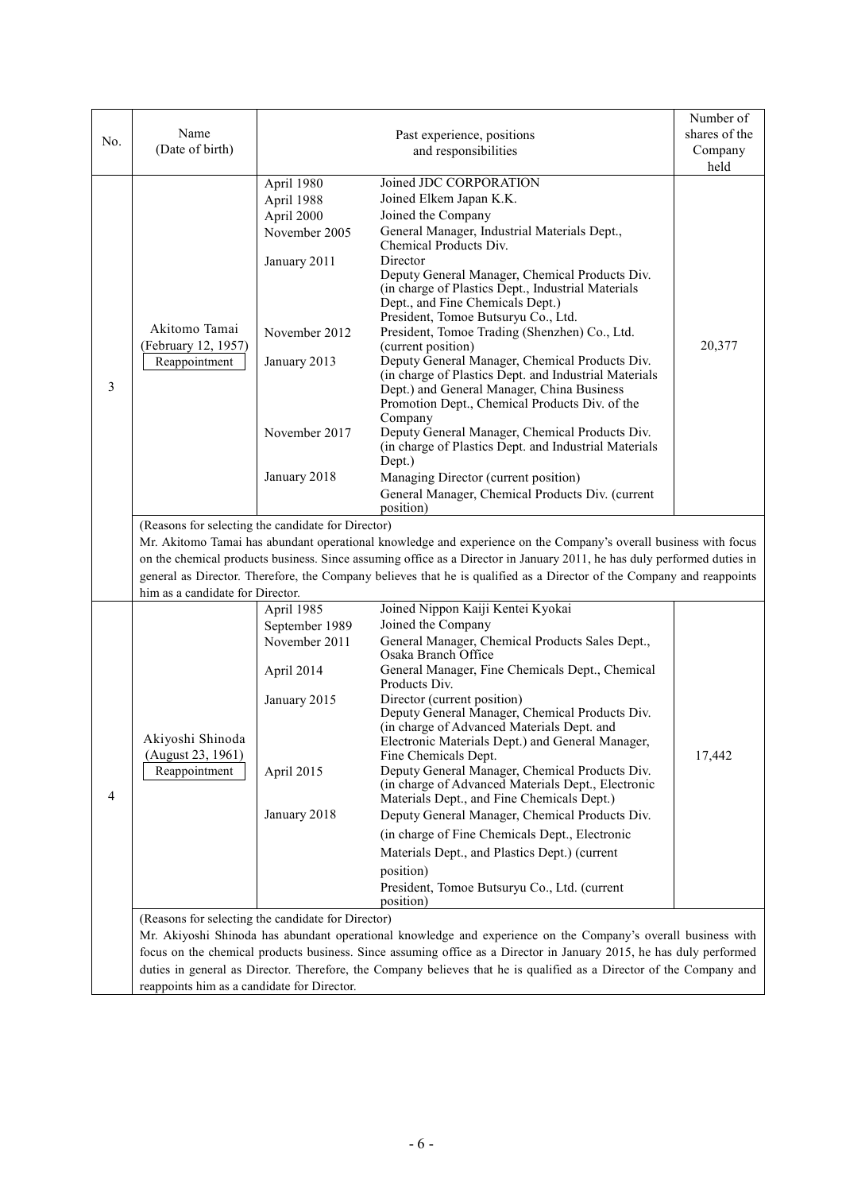| No. | Name (Date of birth) | Past experience, positions and responsibilities | | Number of shares of the Company held |
|---|---|---|---|---|
| 3 | Akitomo Tamai (February 12, 1957) Reappointment | April 1980 | Joined JDC CORPORATION | 20,377 |
| | | April 1988 | Joined Elkem Japan K.K. | |
| | | April 2000 | Joined the Company | |
| | | November 2005 | General Manager, Industrial Materials Dept., Chemical Products Div. | |
| | | January 2011 | Director<br>Deputy General Manager, Chemical Products Div. (in charge of Plastics Dept., Industrial Materials Dept., and Fine Chemicals Dept.)<br>President, Tomoe Butsuryu Co., Ltd. | |
| | | November 2012 | President, Tomoe Trading (Shenzhen) Co., Ltd. (current position) | |
| | | January 2013 | Deputy General Manager, Chemical Products Div. (in charge of Plastics Dept. and Industrial Materials Dept.) and General Manager, China Business Promotion Dept., Chemical Products Div. of the Company | |
| | | November 2017 | Deputy General Manager, Chemical Products Div. (in charge of Plastics Dept. and Industrial Materials Dept.) | |
| | | January 2018 | Managing Director (current position)<br>General Manager, Chemical Products Div. (current position) | |
| | (Reasons for selecting the candidate for Director)<br>Mr. Akitomo Tamai has abundant operational knowledge and experience on the Company's overall business with focus on the chemical products business. Since assuming office as a Director in January 2011, he has duly performed duties in general as Director. Therefore, the Company believes that he is qualified as a Director of the Company and reappoints him as a candidate for Director. | | | |
| 4 | Akiyoshi Shinoda (August 23, 1961) Reappointment | April 1985 | Joined Nippon Kaiji Kentei Kyokai | 17,442 |
| | | September 1989 | Joined the Company | |
| | | November 2011 | General Manager, Chemical Products Sales Dept., Osaka Branch Office | |
| | | April 2014 | General Manager, Fine Chemicals Dept., Chemical Products Div. | |
| | | January 2015 | Director (current position)<br>Deputy General Manager, Chemical Products Div. (in charge of Advanced Materials Dept. and Electronic Materials Dept.) and General Manager, Fine Chemicals Dept. | |
| | | April 2015 | Deputy General Manager, Chemical Products Div. (in charge of Advanced Materials Dept., Electronic Materials Dept., and Fine Chemicals Dept.) | |
| | | January 2018 | Deputy General Manager, Chemical Products Div. (in charge of Fine Chemicals Dept., Electronic Materials Dept., and Plastics Dept.) (current position)<br>President, Tomoe Butsuryu Co., Ltd. (current position) | |
| | (Reasons for selecting the candidate for Director)<br>Mr. Akiyoshi Shinoda has abundant operational knowledge and experience on the Company's overall business with focus on the chemical products business. Since assuming office as a Director in January 2015, he has duly performed duties in general as Director. Therefore, the Company believes that he is qualified as a Director of the Company and reappoints him as a candidate for Director. | | | |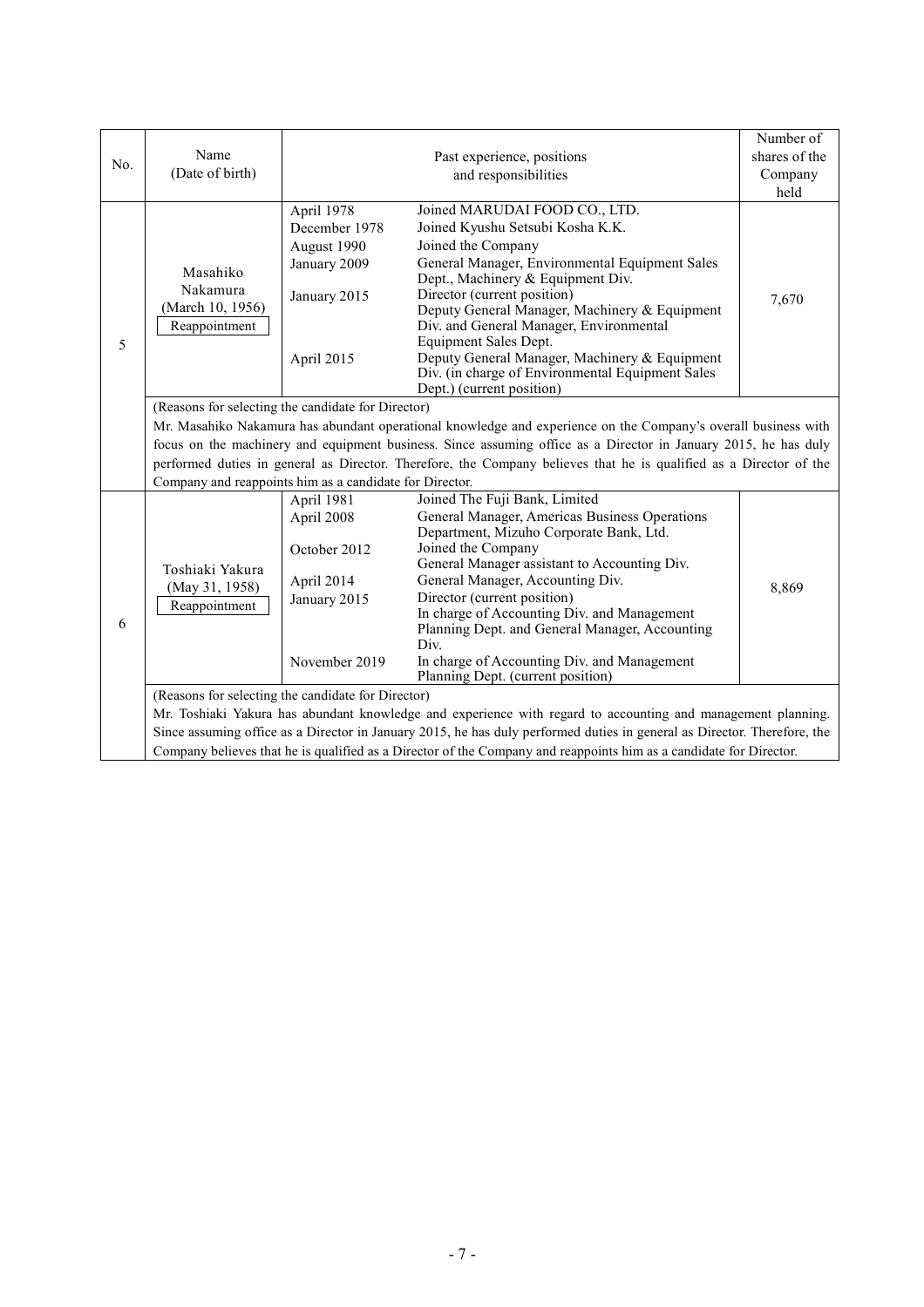| No. | Name (Date of birth) | Past experience, positions and responsibilities | | Number of shares of the Company held |
|---|---|---|---|---|
| 5 | Masahiko Nakamura (March 10, 1956) Reappointment | April 1978 | Joined MARUDAI FOOD CO., LTD. | 7,670 |
| | | December 1978 | Joined Kyushu Setsubi Kosha K.K. | |
| | | August 1990 | Joined the Company | |
| | | January 2009 | General Manager, Environmental Equipment Sales Dept., Machinery & Equipment Div. | |
| | | January 2015 | Director (current position) Deputy General Manager, Machinery & Equipment Div. and General Manager, Environmental Equipment Sales Dept. | |
| | | April 2015 | Deputy General Manager, Machinery & Equipment Div. (in charge of Environmental Equipment Sales Dept.) (current position) | |
| | (Reasons for selecting the candidate for Director) Mr. Masahiko Nakamura has abundant operational knowledge and experience on the Company's overall business with focus on the machinery and equipment business. Since assuming office as a Director in January 2015, he has duly performed duties in general as Director. Therefore, the Company believes that he is qualified as a Director of the Company and reappoints him as a candidate for Director. | | | |
| 6 | Toshiaki Yakura (May 31, 1958) Reappointment | April 1981 | Joined The Fuji Bank, Limited | 8,869 |
| | | April 2008 | General Manager, Americas Business Operations Department, Mizuho Corporate Bank, Ltd. | |
| | | October 2012 | Joined the Company General Manager assistant to Accounting Div. | |
| | | April 2014 | General Manager, Accounting Div. | |
| | | January 2015 | Director (current position) In charge of Accounting Div. and Management Planning Dept. and General Manager, Accounting Div. | |
| | | November 2019 | In charge of Accounting Div. and Management Planning Dept. (current position) | |
| | (Reasons for selecting the candidate for Director) Mr. Toshiaki Yakura has abundant knowledge and experience with regard to accounting and management planning. Since assuming office as a Director in January 2015, he has duly performed duties in general as Director. Therefore, the Company believes that he is qualified as a Director of the Company and reappoints him as a candidate for Director. | | | |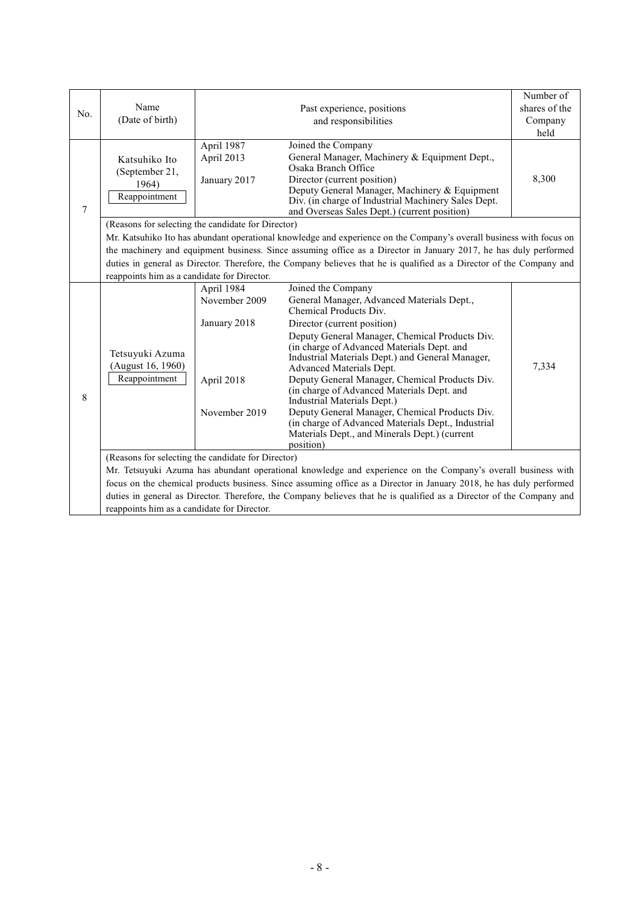| No. | Name (Date of birth) | Past experience, positions and responsibilities | | Number of shares of the Company held |
|---|---|---|---|---|
| 7 | Katsuhiko Ito (September 21, 1964) Reappointment | April 1987 | Joined the Company | 8,300 |
| | | April 2013 | General Manager, Machinery & Equipment Dept., Osaka Branch Office | |
| | | January 2017 | Director (current position) Deputy General Manager, Machinery & Equipment Div. (in charge of Industrial Machinery Sales Dept. and Overseas Sales Dept.) (current position) | |
| | (Reasons for selecting the candidate for Director) Mr. Katsuhiko Ito has abundant operational knowledge and experience on the Company's overall business with focus on the machinery and equipment business. Since assuming office as a Director in January 2017, he has duly performed duties in general as Director. Therefore, the Company believes that he is qualified as a Director of the Company and reappoints him as a candidate for Director. | | | |
| 8 | Tetsuyuki Azuma (August 16, 1960) Reappointment | April 1984 | Joined the Company | 7,334 |
| | | November 2009 | General Manager, Advanced Materials Dept., Chemical Products Div. | |
| | | January 2018 | Director (current position) Deputy General Manager, Chemical Products Div. (in charge of Advanced Materials Dept. and Industrial Materials Dept.) and General Manager, Advanced Materials Dept. | |
| | | April 2018 | Deputy General Manager, Chemical Products Div. (in charge of Advanced Materials Dept. and Industrial Materials Dept.) | |
| | | November 2019 | Deputy General Manager, Chemical Products Div. (in charge of Advanced Materials Dept., Industrial Materials Dept., and Minerals Dept.) (current position) | |
| | (Reasons for selecting the candidate for Director) Mr. Tetsuyuki Azuma has abundant operational knowledge and experience on the Company's overall business with focus on the chemical products business. Since assuming office as a Director in January 2018, he has duly performed duties in general as Director. Therefore, the Company believes that he is qualified as a Director of the Company and reappoints him as a candidate for Director. | | | |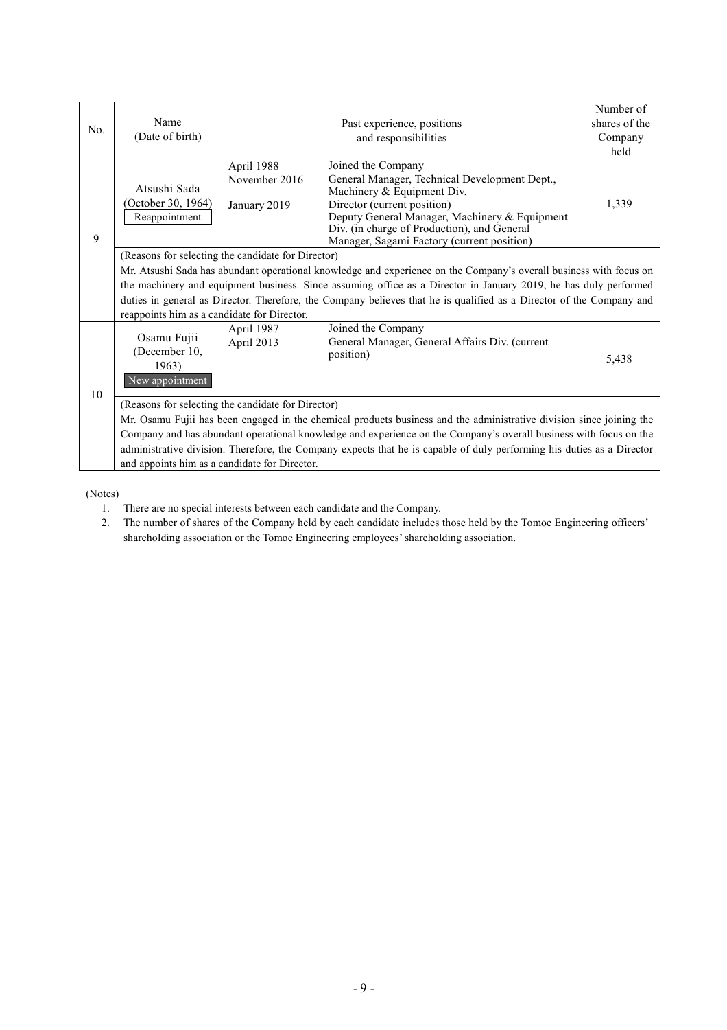| No. | Name (Date of birth) | Past experience, positions and responsibilities | | Number of shares of the Company held |
|---|---|---|---|---|
| 9 | Atsushi Sada (October 30, 1964) Reappointment | April 1988<br>November 2016<br><br>January 2019 | Joined the Company<br>General Manager, Technical Development Dept., Machinery & Equipment Div.<br>Director (current position)<br>Deputy General Manager, Machinery & Equipment Div. (in charge of Production), and General Manager, Sagami Factory (current position) | 1,339 |
| | (Reasons for selecting the candidate for Director)<br>Mr. Atsushi Sada has abundant operational knowledge and experience on the Company's overall business with focus on the machinery and equipment business. Since assuming office as a Director in January 2019, he has duly performed duties in general as Director. Therefore, the Company believes that he is qualified as a Director of the Company and reappoints him as a candidate for Director. | | | |
| 10 | Osamu Fujii (December 10, 1963) New appointment | April 1987<br>April 2013 | Joined the Company<br>General Manager, General Affairs Div. (current position) | 5,438 |
| | (Reasons for selecting the candidate for Director)<br>Mr. Osamu Fujii has been engaged in the chemical products business and the administrative division since joining the Company and has abundant operational knowledge and experience on the Company's overall business with focus on the administrative division. Therefore, the Company expects that he is capable of duly performing his duties as a Director and appoints him as a candidate for Director. | | | |

(Notes)

1. There are no special interests between each candidate and the Company.
2. The number of shares of the Company held by each candidate includes those held by the Tomoe Engineering officers' shareholding association or the Tomoe Engineering employees' shareholding association.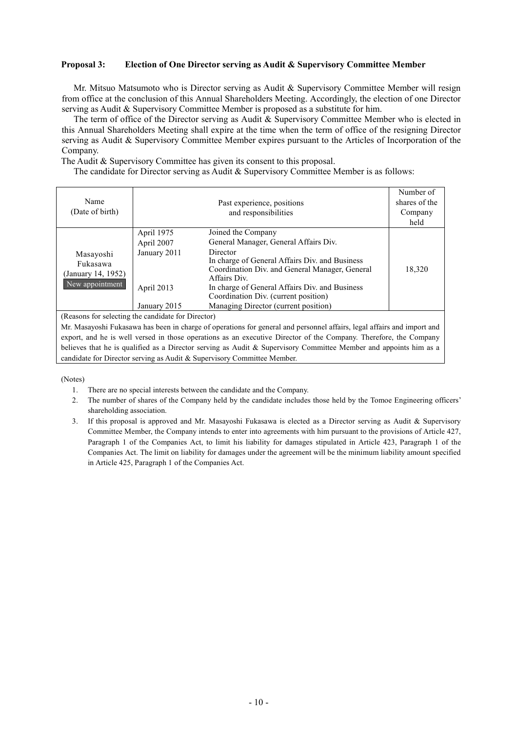**Proposal 3: Election of One Director serving as Audit & Supervisory Committee Member**

Mr. Mitsuo Matsumoto who is Director serving as Audit & Supervisory Committee Member will resign from office at the conclusion of this Annual Shareholders Meeting. Accordingly, the election of one Director serving as Audit & Supervisory Committee Member is proposed as a substitute for him.

The term of office of the Director serving as Audit & Supervisory Committee Member who is elected in this Annual Shareholders Meeting shall expire at the time when the term of office of the resigning Director serving as Audit & Supervisory Committee Member expires pursuant to the Articles of Incorporation of the Company.

The Audit & Supervisory Committee has given its consent to this proposal.

The candidate for Director serving as Audit & Supervisory Committee Member is as follows:

| Name (Date of birth) | Past experience, positions and responsibilities | | Number of shares of the Company held |
|---|---|---|---|
| Masayoshi Fukasawa (January 14, 1952) New appointment | April 1975 | Joined the Company | 18,320 |
| | April 2007 | General Manager, General Affairs Div. | |
| | January 2011 | Director<br>In charge of General Affairs Div. and Business Coordination Div. and General Manager, General Affairs Div. | |
| | April 2013 | In charge of General Affairs Div. and Business Coordination Div. (current position) | |
| | January 2015 | Managing Director (current position) | |

(Reasons for selecting the candidate for Director)

Mr. Masayoshi Fukasawa has been in charge of operations for general and personnel affairs, legal affairs and import and export, and he is well versed in those operations as an executive Director of the Company. Therefore, the Company believes that he is qualified as a Director serving as Audit & Supervisory Committee Member and appoints him as a candidate for Director serving as Audit & Supervisory Committee Member.

(Notes)

1. There are no special interests between the candidate and the Company.
2. The number of shares of the Company held by the candidate includes those held by the Tomoe Engineering officers' shareholding association.
3. If this proposal is approved and Mr. Masayoshi Fukasawa is elected as a Director serving as Audit & Supervisory Committee Member, the Company intends to enter into agreements with him pursuant to the provisions of Article 427, Paragraph 1 of the Companies Act, to limit his liability for damages stipulated in Article 423, Paragraph 1 of the Companies Act. The limit on liability for damages under the agreement will be the minimum liability amount specified in Article 425, Paragraph 1 of the Companies Act.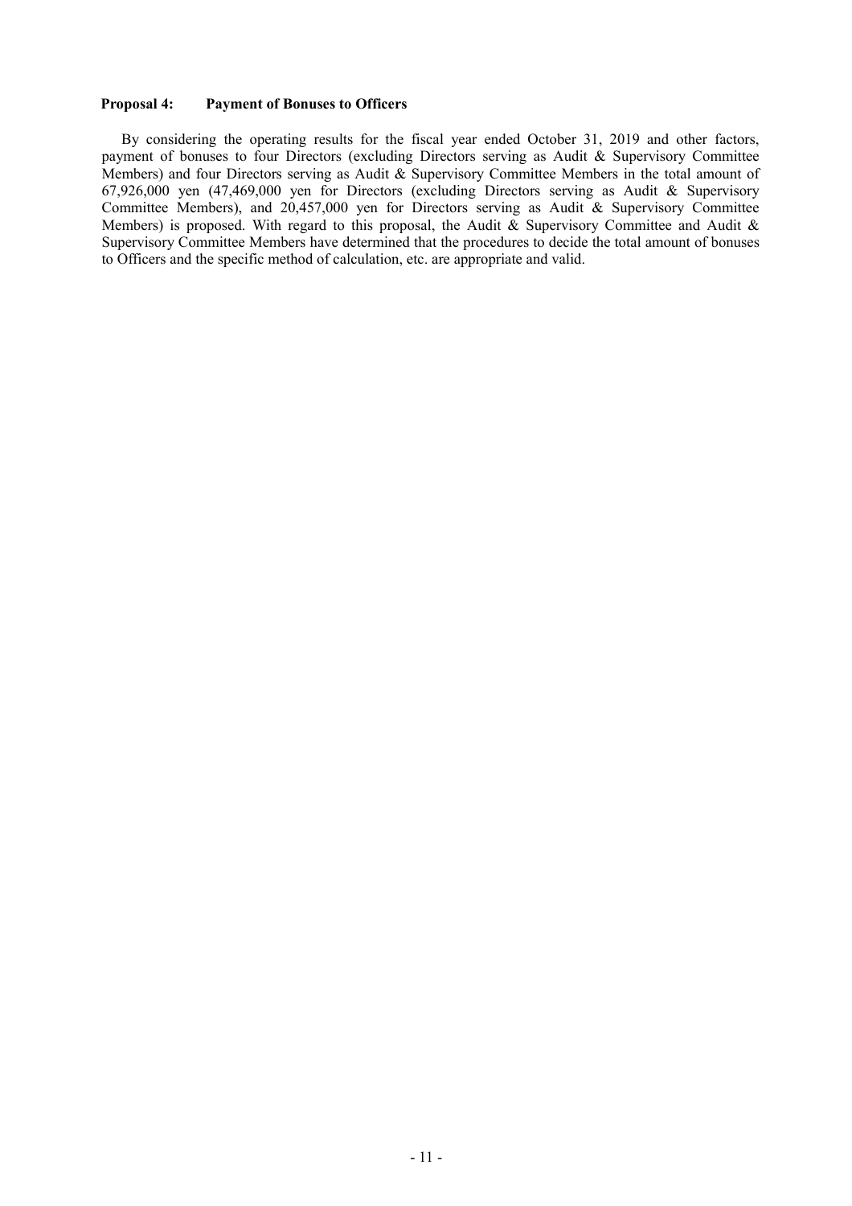**Proposal 4: Payment of Bonuses to Officers**

By considering the operating results for the fiscal year ended October 31, 2019 and other factors, payment of bonuses to four Directors (excluding Directors serving as Audit & Supervisory Committee Members) and four Directors serving as Audit & Supervisory Committee Members in the total amount of 67,926,000 yen (47,469,000 yen for Directors (excluding Directors serving as Audit & Supervisory Committee Members), and 20,457,000 yen for Directors serving as Audit & Supervisory Committee Members) is proposed. With regard to this proposal, the Audit & Supervisory Committee and Audit & Supervisory Committee Members have determined that the procedures to decide the total amount of bonuses to Officers and the specific method of calculation, etc. are appropriate and valid.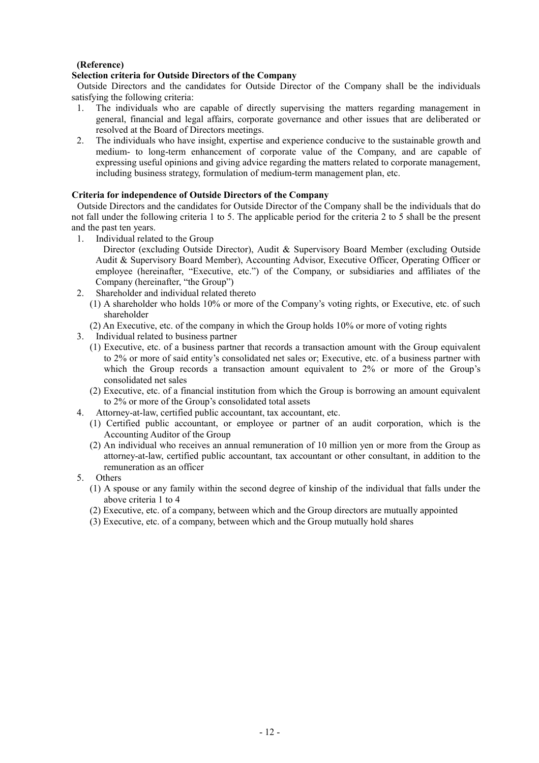**(Reference)**

**Selection criteria for Outside Directors of the Company**

Outside Directors and the candidates for Outside Director of the Company shall be the individuals satisfying the following criteria:

1. The individuals who are capable of directly supervising the matters regarding management in general, financial and legal affairs, corporate governance and other issues that are deliberated or resolved at the Board of Directors meetings.
2. The individuals who have insight, expertise and experience conducive to the sustainable growth and medium- to long-term enhancement of corporate value of the Company, and are capable of expressing useful opinions and giving advice regarding the matters related to corporate management, including business strategy, formulation of medium-term management plan, etc.

**Criteria for independence of Outside Directors of the Company**

Outside Directors and the candidates for Outside Director of the Company shall be the individuals that do not fall under the following criteria 1 to 5. The applicable period for the criteria 2 to 5 shall be the present and the past ten years.

1. Individual related to the Group

   Director (excluding Outside Director), Audit & Supervisory Board Member (excluding Outside Audit & Supervisory Board Member), Accounting Advisor, Executive Officer, Operating Officer or employee (hereinafter, "Executive, etc.") of the Company, or subsidiaries and affiliates of the Company (hereinafter, "the Group")
2. Shareholder and individual related thereto
   (1) A shareholder who holds 10% or more of the Company's voting rights, or Executive, etc. of such shareholder
   (2) An Executive, etc. of the company in which the Group holds 10% or more of voting rights
3. Individual related to business partner
   (1) Executive, etc. of a business partner that records a transaction amount with the Group equivalent to 2% or more of said entity's consolidated net sales or; Executive, etc. of a business partner with which the Group records a transaction amount equivalent to 2% or more of the Group's consolidated net sales
   (2) Executive, etc. of a financial institution from which the Group is borrowing an amount equivalent to 2% or more of the Group's consolidated total assets
4. Attorney-at-law, certified public accountant, tax accountant, etc.
   (1) Certified public accountant, or employee or partner of an audit corporation, which is the Accounting Auditor of the Group
   (2) An individual who receives an annual remuneration of 10 million yen or more from the Group as attorney-at-law, certified public accountant, tax accountant or other consultant, in addition to the remuneration as an officer
5. Others
   (1) A spouse or any family within the second degree of kinship of the individual that falls under the above criteria 1 to 4
   (2) Executive, etc. of a company, between which and the Group directors are mutually appointed
   (3) Executive, etc. of a company, between which and the Group mutually hold shares